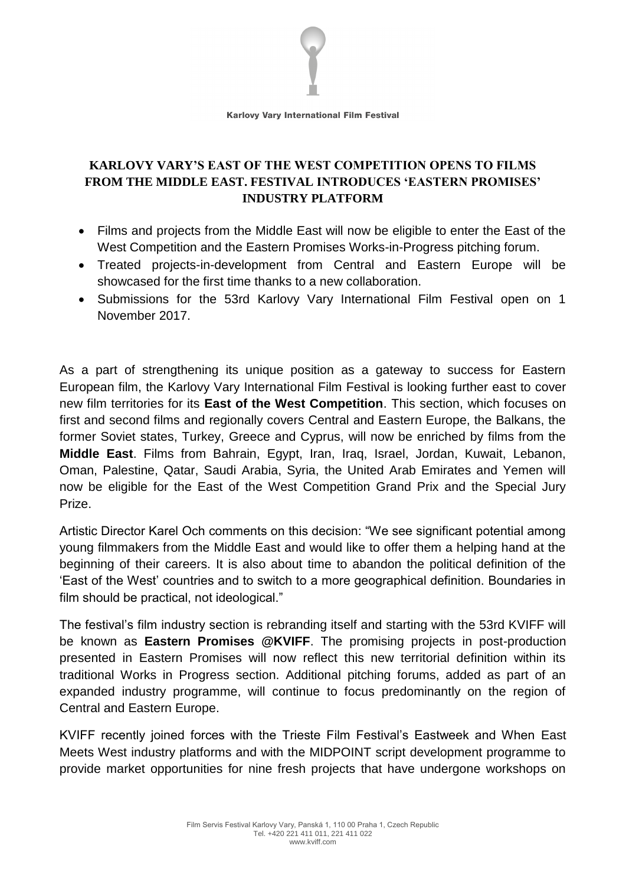Karlovy Vary International Film Festival

# KARLOVY VARY'S EAST OF THE WEST COMPETITION OPENS TO FILMS FROM THE MIDDLE EAST. FESTIVAL INTRODUCES 'EASTERN PROMISES' INDUSTRY PLATFORM

- Films and projects from the Middle East will now be eligible to enter the East of the West Competition and the Eastern Promises Works-in-Progress pitching forum.
- Treated projects-in-development from Central and Eastern Europe will be showcased for the first time thanks to a new collaboration.
- Submissions for the 53rd Karlovy Vary International Film Festival open on 1 November 2017.

As a part of strengthening its unique position as a gateway to success for Eastern European film, the Karlovy Vary International Film Festival is looking further east to cover new film territories for its **East of the West Competition**. This section, which focuses on first and second films and regionally covers Central and Eastern Europe, the Balkans, the former Soviet states, Turkey, Greece and Cyprus, will now be enriched by films from the **Middle East**. Films from Bahrain, Egypt, Iran, Iraq, Israel, Jordan, Kuwait, Lebanon, Oman, Palestine, Qatar, Saudi Arabia, Syria, the United Arab Emirates and Yemen will now be eligible for the East of the West Competition Grand Prix and the Special Jury Prize.

Artistic Director Karel Och comments on this decision: "We see significant potential among young filmmakers from the Middle East and would like to offer them a helping hand at the beginning of their careers. It is also about time to abandon the political definition of the 'East of the West' countries and to switch to a more geographical definition. Boundaries in film should be practical, not ideological."

The festival's film industry section is rebranding itself and starting with the 53rd KVIFF will be known as **Eastern Promises @KVIFF**. The promising projects in post-production presented in Eastern Promises will now reflect this new territorial definition within its traditional Works in Progress section. Additional pitching forums, added as part of an expanded industry programme, will continue to focus predominantly on the region of Central and Eastern Europe.

KVIFF recently joined forces with the Trieste Film Festival's Eastweek and When East Meets West industry platforms and with the MIDPOINT script development programme to provide market opportunities for nine fresh projects that have undergone workshops on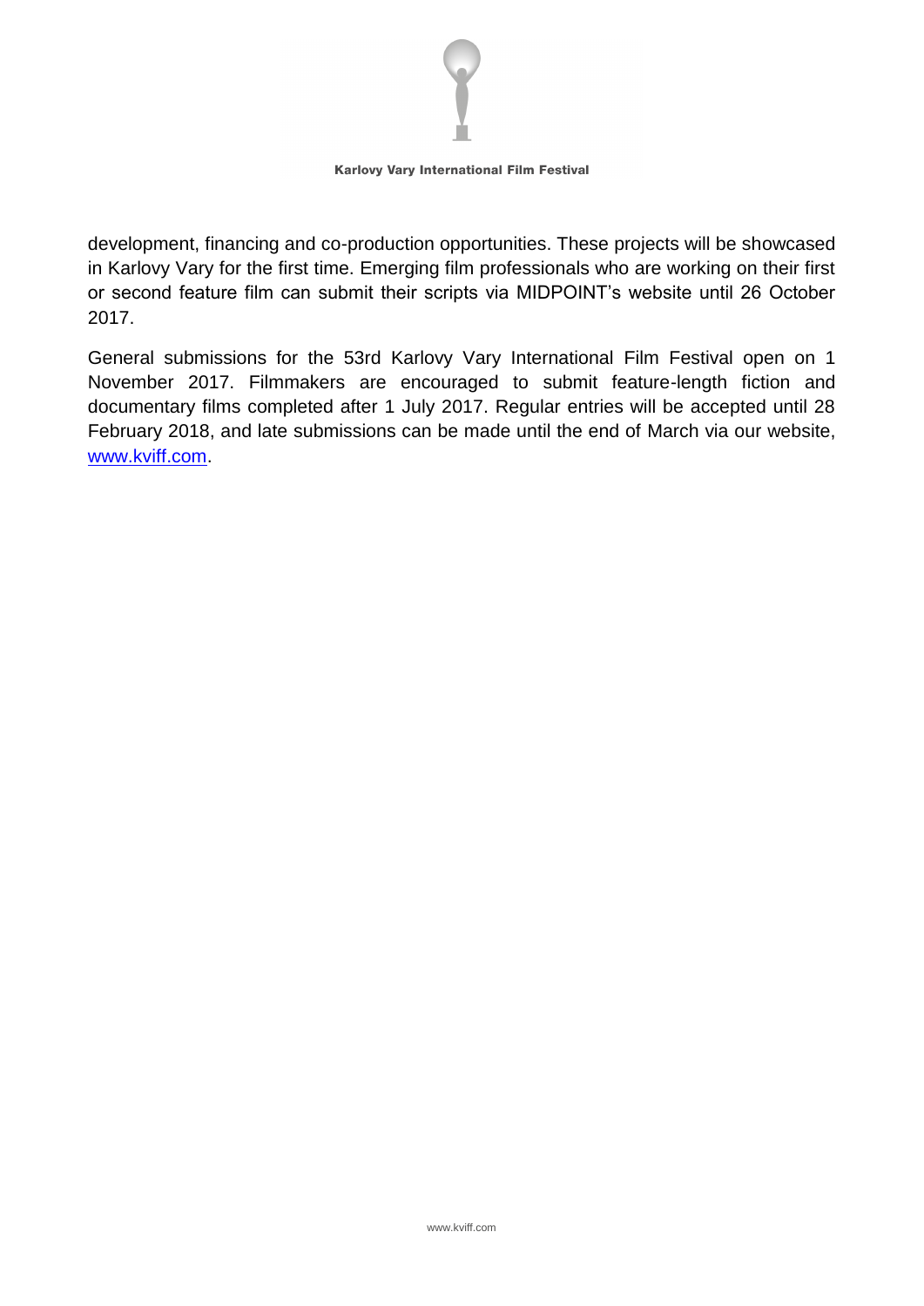development, financing and co-production opportunities. These projects will be showcased in Karlovy Vary for the first time. Emerging film professionals who are working on their first or second feature film can submit their scripts via MIDPOINT's website until 26 October 2017.

General submissions for the 53rd Karlovy Vary International Film Festival open on 1 November 2017. Filmmakers are encouraged to submit feature-length fiction and documentary films completed after 1 July 2017. Regular entries will be accepted until 28 February 2018, and late submissions can be made until the end of March via our website, [www.kviff.com](http://www.kviff.com).